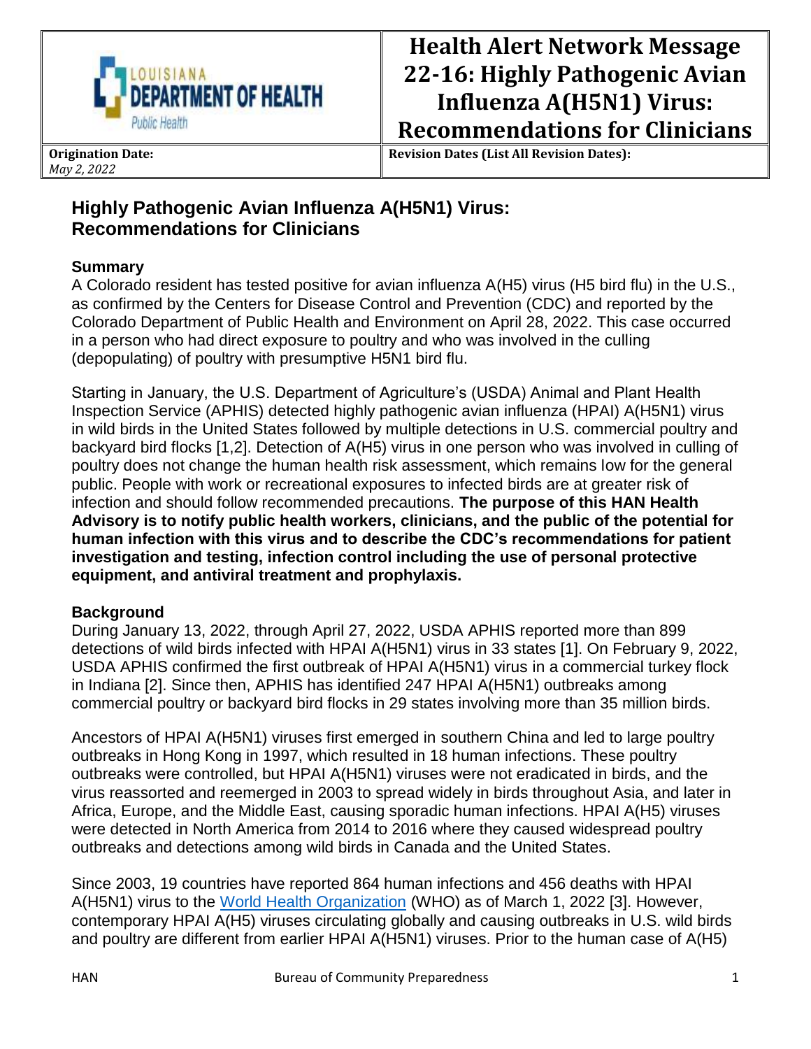| LOUISIANA DEPARTMENT OF HEALTH Public Health | **Health Alert Network Message 22-16: Highly Pathogenic Avian Influenza A(H5N1) Virus: Recommendations for Clinicians** |
|---|---|
| **Origination Date:** *May 2, 2022* | **Revision Dates (List All Revision Dates):** |

# Highly Pathogenic Avian Influenza A(H5N1) Virus: Recommendations for Clinicians

## Summary

A Colorado resident has tested positive for avian influenza A(H5) virus (H5 bird flu) in the U.S., as confirmed by the Centers for Disease Control and Prevention (CDC) and reported by the Colorado Department of Public Health and Environment on April 28, 2022. This case occurred in a person who had direct exposure to poultry and who was involved in the culling (depopulating) of poultry with presumptive H5N1 bird flu.

Starting in January, the U.S. Department of Agriculture's (USDA) Animal and Plant Health Inspection Service (APHIS) detected highly pathogenic avian influenza (HPAI) A(H5N1) virus in wild birds in the United States followed by multiple detections in U.S. commercial poultry and backyard bird flocks [1,2]. Detection of A(H5) virus in one person who was involved in culling of poultry does not change the human health risk assessment, which remains low for the general public. People with work or recreational exposures to infected birds are at greater risk of infection and should follow recommended precautions. **The purpose of this HAN Health Advisory is to notify public health workers, clinicians, and the public of the potential for human infection with this virus and to describe the CDC's recommendations for patient investigation and testing, infection control including the use of personal protective equipment, and antiviral treatment and prophylaxis.**

## Background

During January 13, 2022, through April 27, 2022, USDA APHIS reported more than 899 detections of wild birds infected with HPAI A(H5N1) virus in 33 states [1]. On February 9, 2022, USDA APHIS confirmed the first outbreak of HPAI A(H5N1) virus in a commercial turkey flock in Indiana [2]. Since then, APHIS has identified 247 HPAI A(H5N1) outbreaks among commercial poultry or backyard bird flocks in 29 states involving more than 35 million birds.

Ancestors of HPAI A(H5N1) viruses first emerged in southern China and led to large poultry outbreaks in Hong Kong in 1997, which resulted in 18 human infections. These poultry outbreaks were controlled, but HPAI A(H5N1) viruses were not eradicated in birds, and the virus reassorted and reemerged in 2003 to spread widely in birds throughout Asia, and later in Africa, Europe, and the Middle East, causing sporadic human infections. HPAI A(H5) viruses were detected in North America from 2014 to 2016 where they caused widespread poultry outbreaks and detections among wild birds in Canada and the United States.

Since 2003, 19 countries have reported 864 human infections and 456 deaths with HPAI A(H5N1) virus to the World Health Organization (WHO) as of March 1, 2022 [3]. However, contemporary HPAI A(H5) viruses circulating globally and causing outbreaks in U.S. wild birds and poultry are different from earlier HPAI A(H5N1) viruses. Prior to the human case of A(H5)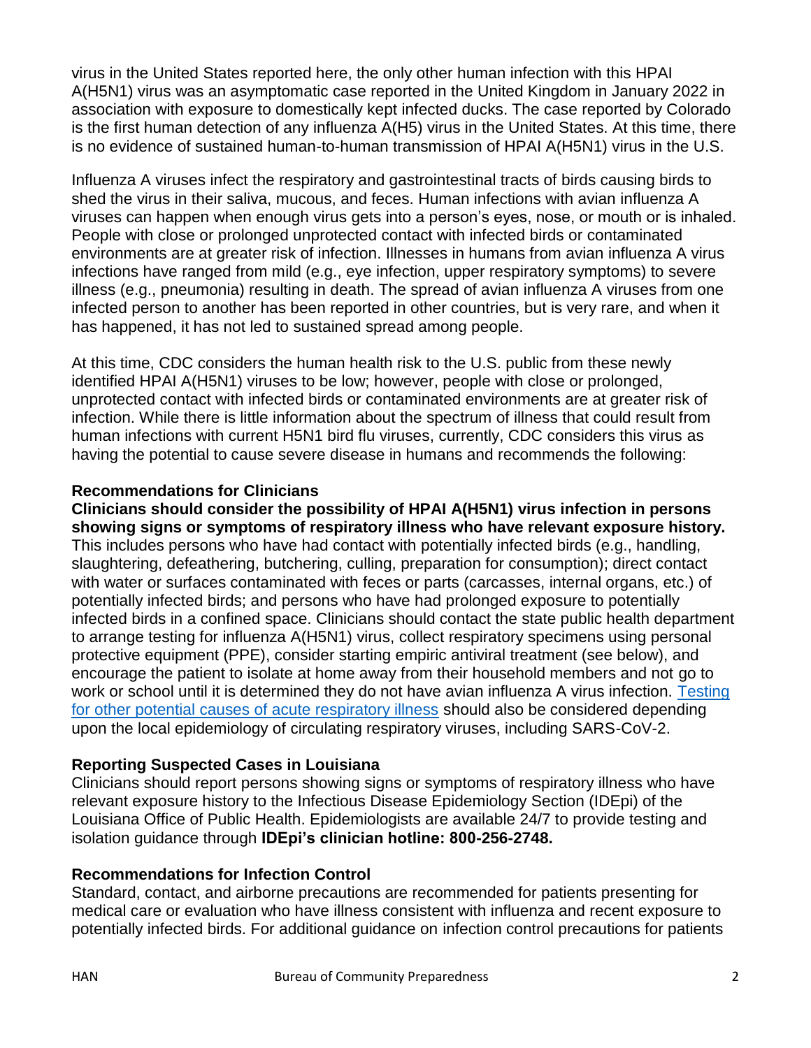virus in the United States reported here, the only other human infection with this HPAI A(H5N1) virus was an asymptomatic case reported in the United Kingdom in January 2022 in association with exposure to domestically kept infected ducks. The case reported by Colorado is the first human detection of any influenza A(H5) virus in the United States. At this time, there is no evidence of sustained human-to-human transmission of HPAI A(H5N1) virus in the U.S.

Influenza A viruses infect the respiratory and gastrointestinal tracts of birds causing birds to shed the virus in their saliva, mucous, and feces. Human infections with avian influenza A viruses can happen when enough virus gets into a person's eyes, nose, or mouth or is inhaled. People with close or prolonged unprotected contact with infected birds or contaminated environments are at greater risk of infection. Illnesses in humans from avian influenza A virus infections have ranged from mild (e.g., eye infection, upper respiratory symptoms) to severe illness (e.g., pneumonia) resulting in death. The spread of avian influenza A viruses from one infected person to another has been reported in other countries, but is very rare, and when it has happened, it has not led to sustained spread among people.

At this time, CDC considers the human health risk to the U.S. public from these newly identified HPAI A(H5N1) viruses to be low; however, people with close or prolonged, unprotected contact with infected birds or contaminated environments are at greater risk of infection. While there is little information about the spectrum of illness that could result from human infections with current H5N1 bird flu viruses, currently, CDC considers this virus as having the potential to cause severe disease in humans and recommends the following:

**Recommendations for Clinicians**

**Clinicians should consider the possibility of HPAI A(H5N1) virus infection in persons showing signs or symptoms of respiratory illness who have relevant exposure history.** This includes persons who have had contact with potentially infected birds (e.g., handling, slaughtering, defeathering, butchering, culling, preparation for consumption); direct contact with water or surfaces contaminated with feces or parts (carcasses, internal organs, etc.) of potentially infected birds; and persons who have had prolonged exposure to potentially infected birds in a confined space. Clinicians should contact the state public health department to arrange testing for influenza A(H5N1) virus, collect respiratory specimens using personal protective equipment (PPE), consider starting empiric antiviral treatment (see below), and encourage the patient to isolate at home away from their household members and not go to work or school until it is determined they do not have avian influenza A virus infection. Testing for other potential causes of acute respiratory illness should also be considered depending upon the local epidemiology of circulating respiratory viruses, including SARS-CoV-2.

**Reporting Suspected Cases in Louisiana**

Clinicians should report persons showing signs or symptoms of respiratory illness who have relevant exposure history to the Infectious Disease Epidemiology Section (IDEpi) of the Louisiana Office of Public Health. Epidemiologists are available 24/7 to provide testing and isolation guidance through **IDEpi's clinician hotline: 800-256-2748.**

**Recommendations for Infection Control**

Standard, contact, and airborne precautions are recommended for patients presenting for medical care or evaluation who have illness consistent with influenza and recent exposure to potentially infected birds. For additional guidance on infection control precautions for patients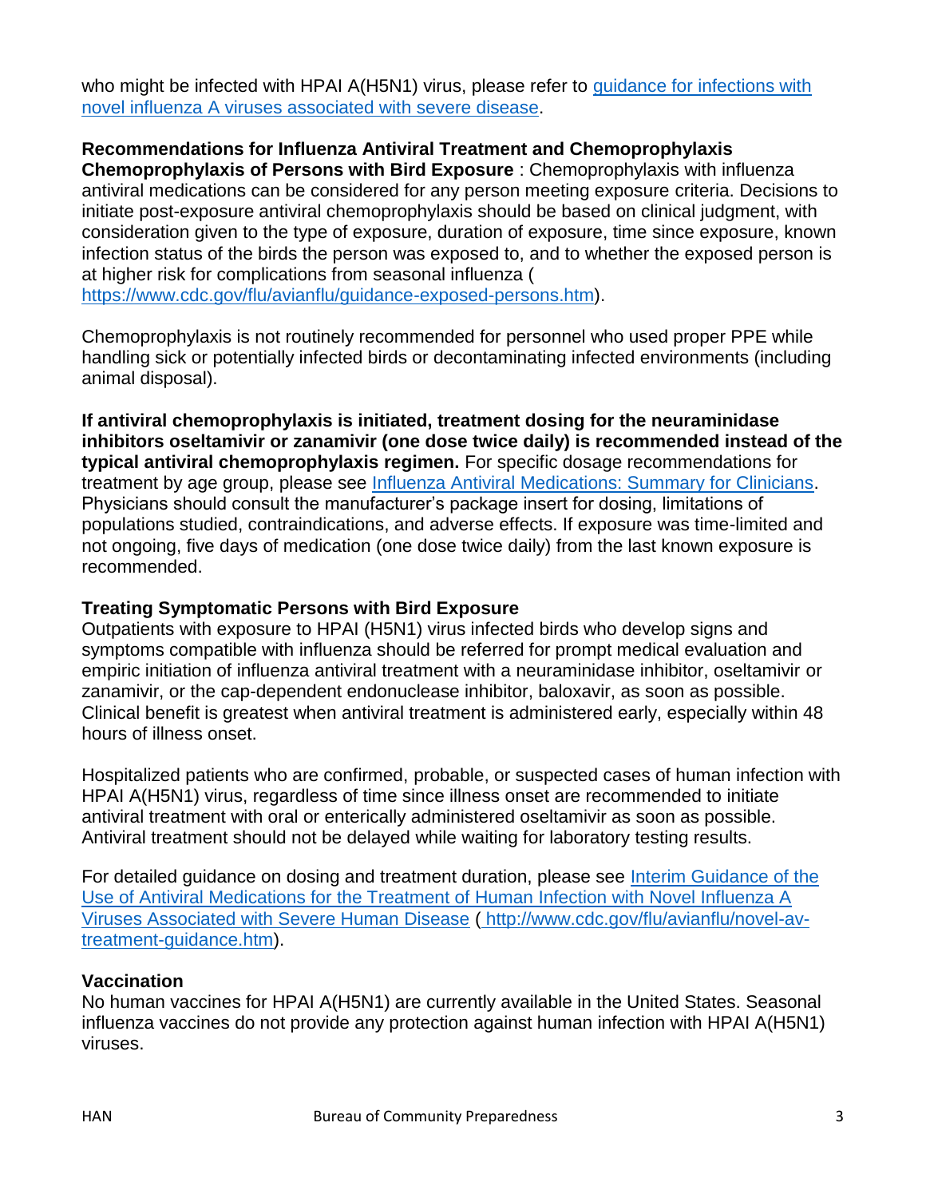who might be infected with HPAI A(H5N1) virus, please refer to [guidance for infections with novel influenza A viruses associated with severe disease](#).

**Recommendations for Influenza Antiviral Treatment and Chemoprophylaxis**

**Chemoprophylaxis of Persons with Bird Exposure** : Chemoprophylaxis with influenza antiviral medications can be considered for any person meeting exposure criteria. Decisions to initiate post-exposure antiviral chemoprophylaxis should be based on clinical judgment, with consideration given to the type of exposure, duration of exposure, time since exposure, known infection status of the birds the person was exposed to, and to whether the exposed person is at higher risk for complications from seasonal influenza ( https://www.cdc.gov/flu/avianflu/guidance-exposed-persons.htm).

Chemoprophylaxis is not routinely recommended for personnel who used proper PPE while handling sick or potentially infected birds or decontaminating infected environments (including animal disposal).

**If antiviral chemoprophylaxis is initiated, treatment dosing for the neuraminidase inhibitors oseltamivir or zanamivir (one dose twice daily) is recommended instead of the typical antiviral chemoprophylaxis regimen.** For specific dosage recommendations for treatment by age group, please see [Influenza Antiviral Medications: Summary for Clinicians](#). Physicians should consult the manufacturer's package insert for dosing, limitations of populations studied, contraindications, and adverse effects. If exposure was time-limited and not ongoing, five days of medication (one dose twice daily) from the last known exposure is recommended.

**Treating Symptomatic Persons with Bird Exposure**

Outpatients with exposure to HPAI (H5N1) virus infected birds who develop signs and symptoms compatible with influenza should be referred for prompt medical evaluation and empiric initiation of influenza antiviral treatment with a neuraminidase inhibitor, oseltamivir or zanamivir, or the cap-dependent endonuclease inhibitor, baloxavir, as soon as possible. Clinical benefit is greatest when antiviral treatment is administered early, especially within 48 hours of illness onset.

Hospitalized patients who are confirmed, probable, or suspected cases of human infection with HPAI A(H5N1) virus, regardless of time since illness onset are recommended to initiate antiviral treatment with oral or enterically administered oseltamivir as soon as possible. Antiviral treatment should not be delayed while waiting for laboratory testing results.

For detailed guidance on dosing and treatment duration, please see [Interim Guidance of the Use of Antiviral Medications for the Treatment of Human Infection with Novel Influenza A Viruses Associated with Severe Human Disease](#) ( http://www.cdc.gov/flu/avianflu/novel-av-treatment-guidance.htm).

**Vaccination**

No human vaccines for HPAI A(H5N1) are currently available in the United States. Seasonal influenza vaccines do not provide any protection against human infection with HPAI A(H5N1) viruses.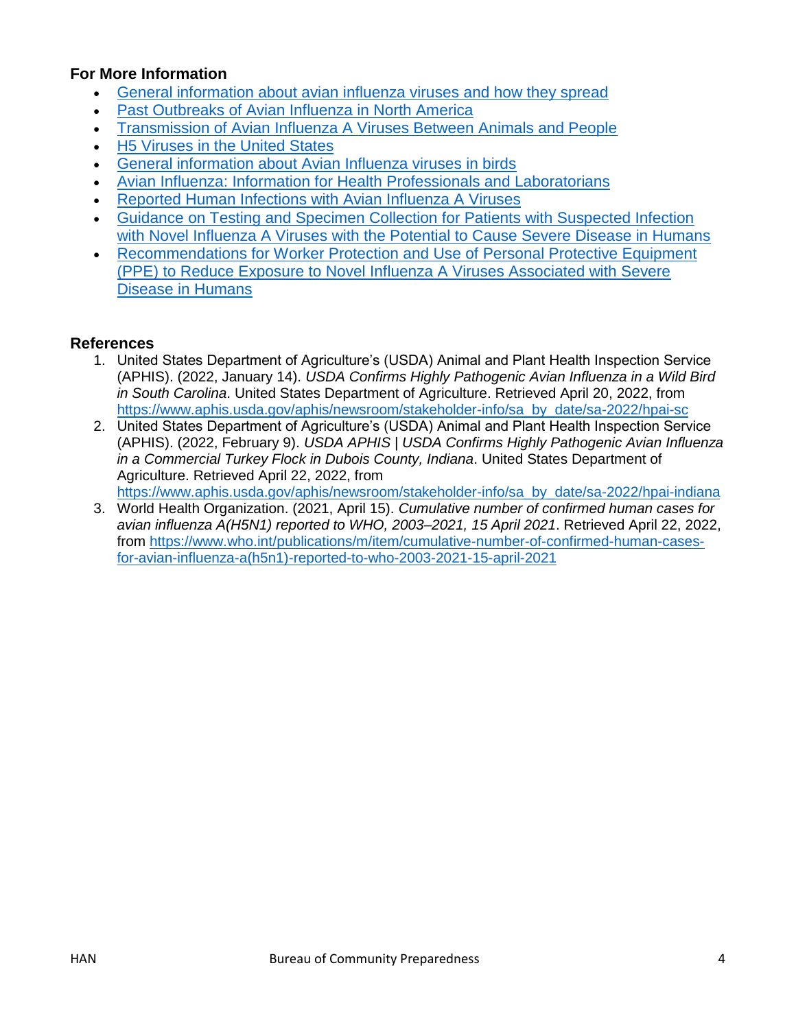## For More Information

- General information about avian influenza viruses and how they spread
- Past Outbreaks of Avian Influenza in North America
- Transmission of Avian Influenza A Viruses Between Animals and People
- H5 Viruses in the United States
- General information about Avian Influenza viruses in birds
- Avian Influenza: Information for Health Professionals and Laboratorians
- Reported Human Infections with Avian Influenza A Viruses
- Guidance on Testing and Specimen Collection for Patients with Suspected Infection with Novel Influenza A Viruses with the Potential to Cause Severe Disease in Humans
- Recommendations for Worker Protection and Use of Personal Protective Equipment (PPE) to Reduce Exposure to Novel Influenza A Viruses Associated with Severe Disease in Humans

## References

1. United States Department of Agriculture's (USDA) Animal and Plant Health Inspection Service (APHIS). (2022, January 14). *USDA Confirms Highly Pathogenic Avian Influenza in a Wild Bird in South Carolina*. United States Department of Agriculture. Retrieved April 20, 2022, from https://www.aphis.usda.gov/aphis/newsroom/stakeholder-info/sa_by_date/sa-2022/hpai-sc
2. United States Department of Agriculture's (USDA) Animal and Plant Health Inspection Service (APHIS). (2022, February 9). *USDA APHIS | USDA Confirms Highly Pathogenic Avian Influenza in a Commercial Turkey Flock in Dubois County, Indiana*. United States Department of Agriculture. Retrieved April 22, 2022, from https://www.aphis.usda.gov/aphis/newsroom/stakeholder-info/sa_by_date/sa-2022/hpai-indiana
3. World Health Organization. (2021, April 15). *Cumulative number of confirmed human cases for avian influenza A(H5N1) reported to WHO, 2003–2021, 15 April 2021*. Retrieved April 22, 2022, from https://www.who.int/publications/m/item/cumulative-number-of-confirmed-human-cases-for-avian-influenza-a(h5n1)-reported-to-who-2003-2021-15-april-2021